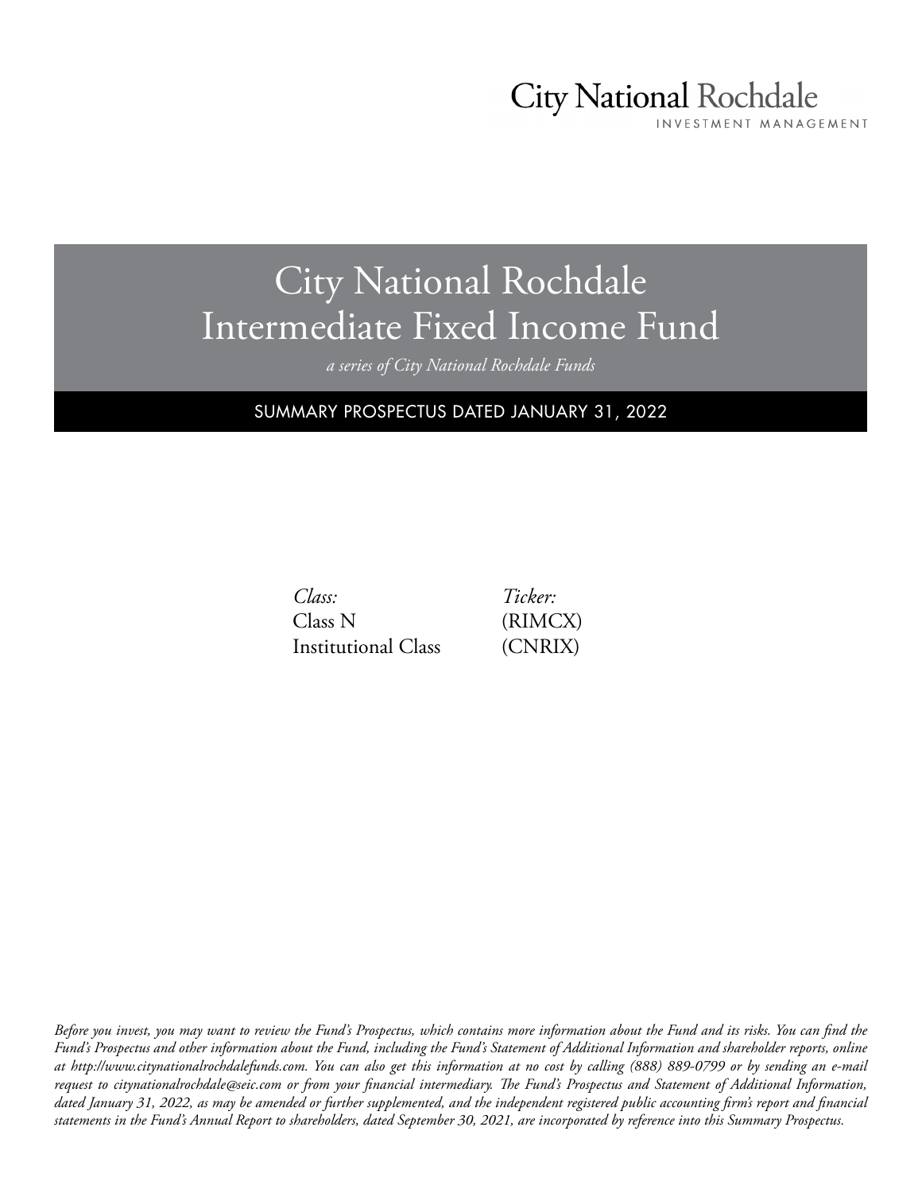City National Rochdale
INVESTMENT MANAGEMENT

# City National Rochdale Intermediate Fixed Income Fund

*a series of City National Rochdale Funds*

## SUMMARY PROSPECTUS DATED JANUARY 31, 2022

| *Class:* | *Ticker:* |
|---|---|
| Class N | (RIMCX) |
| Institutional Class | (CNRIX) |

*Before you invest, you may want to review the Fund's Prospectus, which contains more information about the Fund and its risks. You can find the Fund's Prospectus and other information about the Fund, including the Fund's Statement of Additional Information and shareholder reports, online at http://www.citynationalrochdalefunds.com. You can also get this information at no cost by calling (888) 889-0799 or by sending an e-mail request to citynationalrochdale@seic.com or from your financial intermediary. The Fund's Prospectus and Statement of Additional Information, dated January 31, 2022, as may be amended or further supplemented, and the independent registered public accounting firm's report and financial statements in the Fund's Annual Report to shareholders, dated September 30, 2021, are incorporated by reference into this Summary Prospectus.*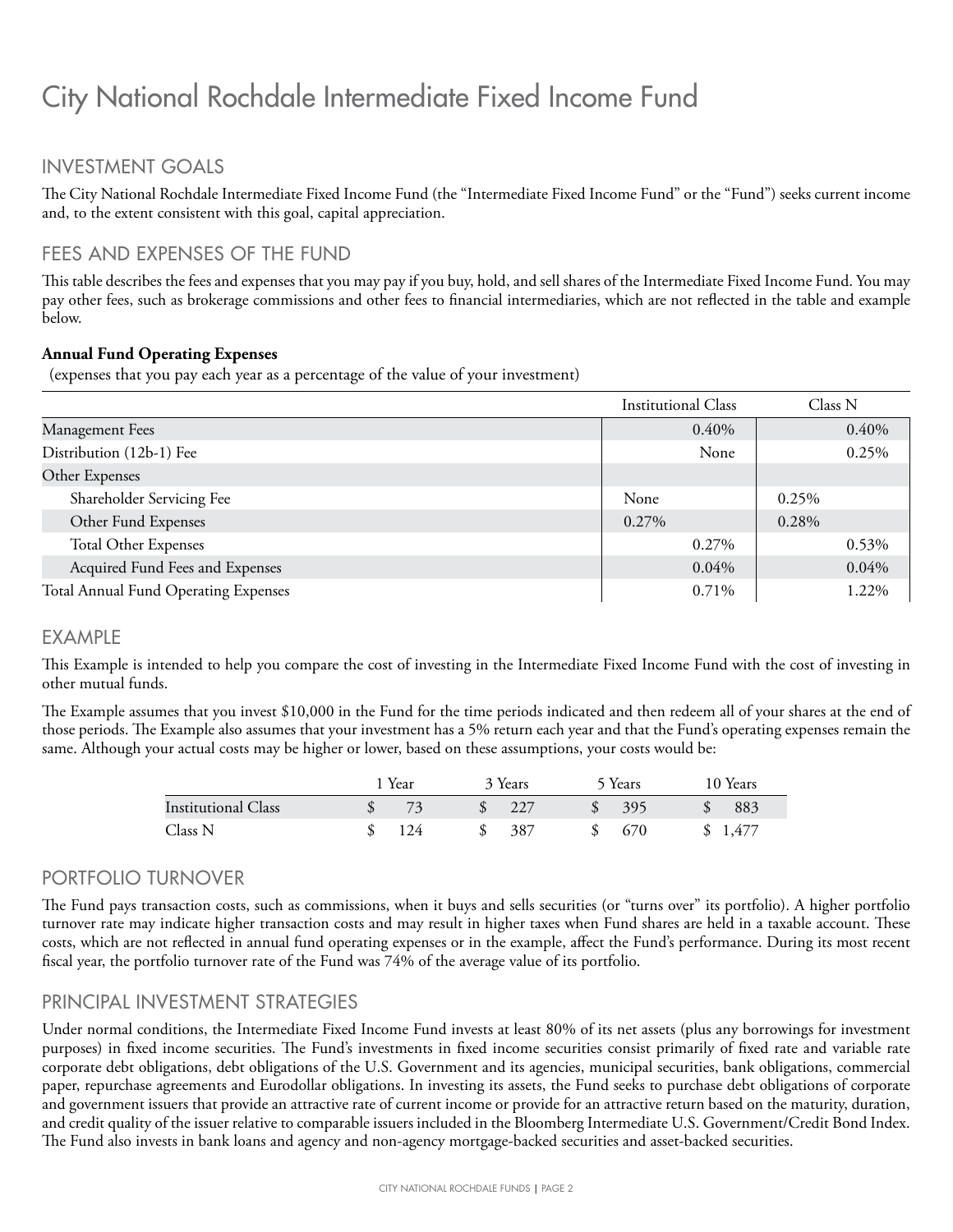# City National Rochdale Intermediate Fixed Income Fund

## INVESTMENT GOALS

The City National Rochdale Intermediate Fixed Income Fund (the "Intermediate Fixed Income Fund" or the "Fund") seeks current income and, to the extent consistent with this goal, capital appreciation.

## FEES AND EXPENSES OF THE FUND

This table describes the fees and expenses that you may pay if you buy, hold, and sell shares of the Intermediate Fixed Income Fund. You may pay other fees, such as brokerage commissions and other fees to financial intermediaries, which are not reflected in the table and example below.

**Annual Fund Operating Expenses**
(expenses that you pay each year as a percentage of the value of your investment)

| | Institutional Class | Class N |
|---|---|---|
| Management Fees | 0.40% | 0.40% |
| Distribution (12b-1) Fee | None | 0.25% |
| Other Expenses | | |
| Shareholder Servicing Fee | None | 0.25% |
| Other Fund Expenses | 0.27% | 0.28% |
| Total Other Expenses | 0.27% | 0.53% |
| Acquired Fund Fees and Expenses | 0.04% | 0.04% |
| Total Annual Fund Operating Expenses | 0.71% | 1.22% |

## EXAMPLE

This Example is intended to help you compare the cost of investing in the Intermediate Fixed Income Fund with the cost of investing in other mutual funds.

The Example assumes that you invest $10,000 in the Fund for the time periods indicated and then redeem all of your shares at the end of those periods. The Example also assumes that your investment has a 5% return each year and that the Fund's operating expenses remain the same. Although your actual costs may be higher or lower, based on these assumptions, your costs would be:

| | 1 Year | 3 Years | 5 Years | 10 Years |
|---|---|---|---|---|
| Institutional Class | $ 73 | $ 227 | $ 395 | $ 883 |
| Class N | $ 124 | $ 387 | $ 670 | $ 1,477 |

## PORTFOLIO TURNOVER

The Fund pays transaction costs, such as commissions, when it buys and sells securities (or "turns over" its portfolio). A higher portfolio turnover rate may indicate higher transaction costs and may result in higher taxes when Fund shares are held in a taxable account. These costs, which are not reflected in annual fund operating expenses or in the example, affect the Fund's performance. During its most recent fiscal year, the portfolio turnover rate of the Fund was 74% of the average value of its portfolio.

## PRINCIPAL INVESTMENT STRATEGIES

Under normal conditions, the Intermediate Fixed Income Fund invests at least 80% of its net assets (plus any borrowings for investment purposes) in fixed income securities. The Fund's investments in fixed income securities consist primarily of fixed rate and variable rate corporate debt obligations, debt obligations of the U.S. Government and its agencies, municipal securities, bank obligations, commercial paper, repurchase agreements and Eurodollar obligations. In investing its assets, the Fund seeks to purchase debt obligations of corporate and government issuers that provide an attractive rate of current income or provide for an attractive return based on the maturity, duration, and credit quality of the issuer relative to comparable issuers included in the Bloomberg Intermediate U.S. Government/Credit Bond Index. The Fund also invests in bank loans and agency and non-agency mortgage-backed securities and asset-backed securities.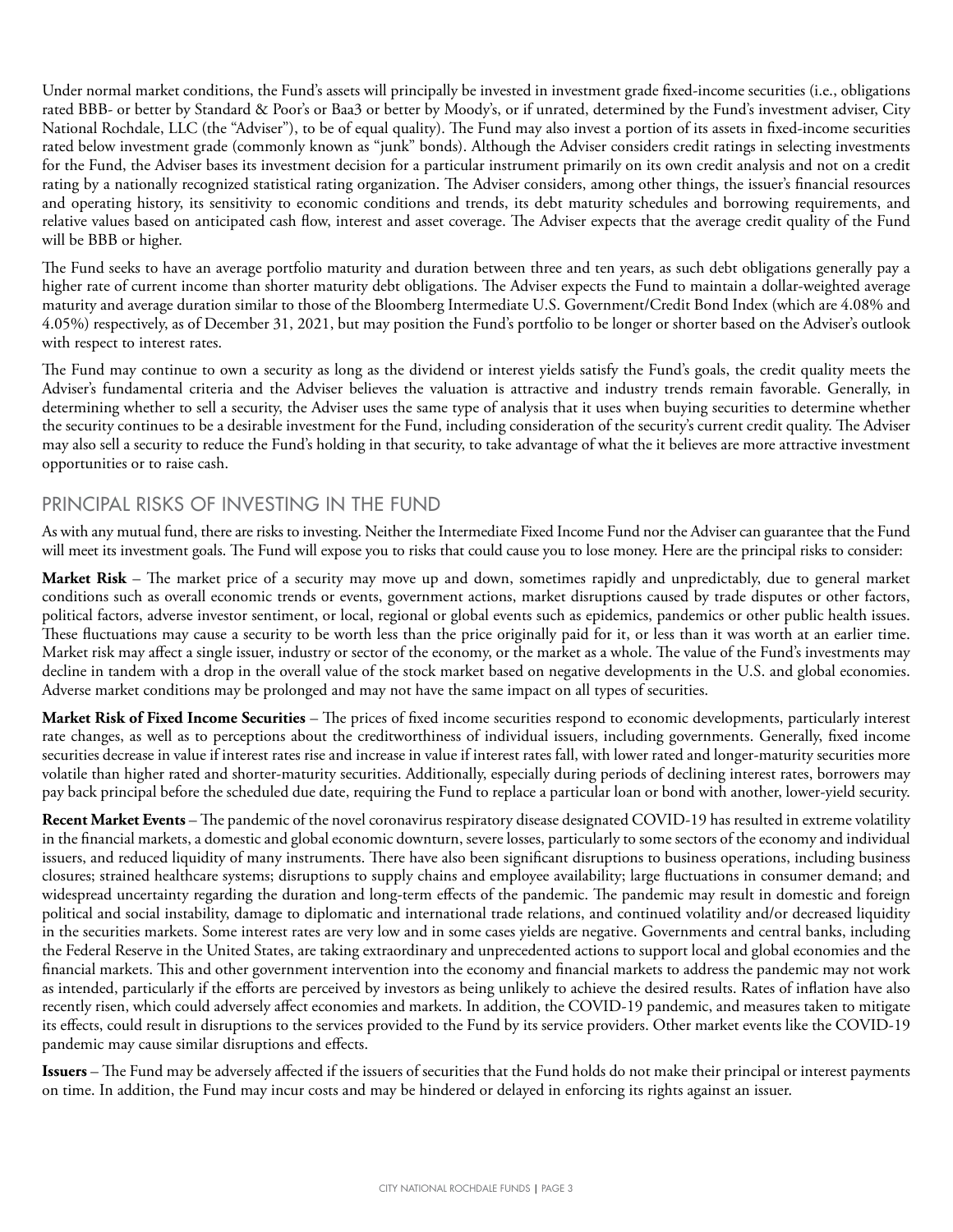Under normal market conditions, the Fund's assets will principally be invested in investment grade fixed-income securities (i.e., obligations rated BBB- or better by Standard & Poor's or Baa3 or better by Moody's, or if unrated, determined by the Fund's investment adviser, City National Rochdale, LLC (the "Adviser"), to be of equal quality). The Fund may also invest a portion of its assets in fixed-income securities rated below investment grade (commonly known as "junk" bonds). Although the Adviser considers credit ratings in selecting investments for the Fund, the Adviser bases its investment decision for a particular instrument primarily on its own credit analysis and not on a credit rating by a nationally recognized statistical rating organization. The Adviser considers, among other things, the issuer's financial resources and operating history, its sensitivity to economic conditions and trends, its debt maturity schedules and borrowing requirements, and relative values based on anticipated cash flow, interest and asset coverage. The Adviser expects that the average credit quality of the Fund will be BBB or higher.

The Fund seeks to have an average portfolio maturity and duration between three and ten years, as such debt obligations generally pay a higher rate of current income than shorter maturity debt obligations. The Adviser expects the Fund to maintain a dollar-weighted average maturity and average duration similar to those of the Bloomberg Intermediate U.S. Government/Credit Bond Index (which are 4.08% and 4.05%) respectively, as of December 31, 2021, but may position the Fund's portfolio to be longer or shorter based on the Adviser's outlook with respect to interest rates.

The Fund may continue to own a security as long as the dividend or interest yields satisfy the Fund's goals, the credit quality meets the Adviser's fundamental criteria and the Adviser believes the valuation is attractive and industry trends remain favorable. Generally, in determining whether to sell a security, the Adviser uses the same type of analysis that it uses when buying securities to determine whether the security continues to be a desirable investment for the Fund, including consideration of the security's current credit quality. The Adviser may also sell a security to reduce the Fund's holding in that security, to take advantage of what the it believes are more attractive investment opportunities or to raise cash.

## PRINCIPAL RISKS OF INVESTING IN THE FUND

As with any mutual fund, there are risks to investing. Neither the Intermediate Fixed Income Fund nor the Adviser can guarantee that the Fund will meet its investment goals. The Fund will expose you to risks that could cause you to lose money. Here are the principal risks to consider:

**Market Risk** – The market price of a security may move up and down, sometimes rapidly and unpredictably, due to general market conditions such as overall economic trends or events, government actions, market disruptions caused by trade disputes or other factors, political factors, adverse investor sentiment, or local, regional or global events such as epidemics, pandemics or other public health issues. These fluctuations may cause a security to be worth less than the price originally paid for it, or less than it was worth at an earlier time. Market risk may affect a single issuer, industry or sector of the economy, or the market as a whole. The value of the Fund's investments may decline in tandem with a drop in the overall value of the stock market based on negative developments in the U.S. and global economies. Adverse market conditions may be prolonged and may not have the same impact on all types of securities.

**Market Risk of Fixed Income Securities** – The prices of fixed income securities respond to economic developments, particularly interest rate changes, as well as to perceptions about the creditworthiness of individual issuers, including governments. Generally, fixed income securities decrease in value if interest rates rise and increase in value if interest rates fall, with lower rated and longer-maturity securities more volatile than higher rated and shorter-maturity securities. Additionally, especially during periods of declining interest rates, borrowers may pay back principal before the scheduled due date, requiring the Fund to replace a particular loan or bond with another, lower-yield security.

**Recent Market Events** – The pandemic of the novel coronavirus respiratory disease designated COVID-19 has resulted in extreme volatility in the financial markets, a domestic and global economic downturn, severe losses, particularly to some sectors of the economy and individual issuers, and reduced liquidity of many instruments. There have also been significant disruptions to business operations, including business closures; strained healthcare systems; disruptions to supply chains and employee availability; large fluctuations in consumer demand; and widespread uncertainty regarding the duration and long-term effects of the pandemic. The pandemic may result in domestic and foreign political and social instability, damage to diplomatic and international trade relations, and continued volatility and/or decreased liquidity in the securities markets. Some interest rates are very low and in some cases yields are negative. Governments and central banks, including the Federal Reserve in the United States, are taking extraordinary and unprecedented actions to support local and global economies and the financial markets. This and other government intervention into the economy and financial markets to address the pandemic may not work as intended, particularly if the efforts are perceived by investors as being unlikely to achieve the desired results. Rates of inflation have also recently risen, which could adversely affect economies and markets. In addition, the COVID-19 pandemic, and measures taken to mitigate its effects, could result in disruptions to the services provided to the Fund by its service providers. Other market events like the COVID-19 pandemic may cause similar disruptions and effects.

**Issuers** – The Fund may be adversely affected if the issuers of securities that the Fund holds do not make their principal or interest payments on time. In addition, the Fund may incur costs and may be hindered or delayed in enforcing its rights against an issuer.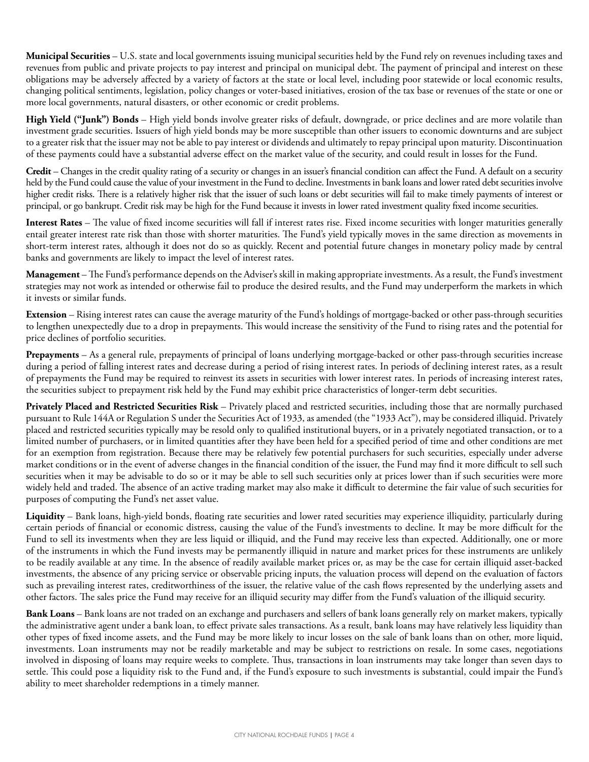**Municipal Securities** – U.S. state and local governments issuing municipal securities held by the Fund rely on revenues including taxes and revenues from public and private projects to pay interest and principal on municipal debt. The payment of principal and interest on these obligations may be adversely affected by a variety of factors at the state or local level, including poor statewide or local economic results, changing political sentiments, legislation, policy changes or voter-based initiatives, erosion of the tax base or revenues of the state or one or more local governments, natural disasters, or other economic or credit problems.

**High Yield ("Junk") Bonds** – High yield bonds involve greater risks of default, downgrade, or price declines and are more volatile than investment grade securities. Issuers of high yield bonds may be more susceptible than other issuers to economic downturns and are subject to a greater risk that the issuer may not be able to pay interest or dividends and ultimately to repay principal upon maturity. Discontinuation of these payments could have a substantial adverse effect on the market value of the security, and could result in losses for the Fund.

**Credit** – Changes in the credit quality rating of a security or changes in an issuer's financial condition can affect the Fund. A default on a security held by the Fund could cause the value of your investment in the Fund to decline. Investments in bank loans and lower rated debt securities involve higher credit risks. There is a relatively higher risk that the issuer of such loans or debt securities will fail to make timely payments of interest or principal, or go bankrupt. Credit risk may be high for the Fund because it invests in lower rated investment quality fixed income securities.

**Interest Rates** – The value of fixed income securities will fall if interest rates rise. Fixed income securities with longer maturities generally entail greater interest rate risk than those with shorter maturities. The Fund's yield typically moves in the same direction as movements in short-term interest rates, although it does not do so as quickly. Recent and potential future changes in monetary policy made by central banks and governments are likely to impact the level of interest rates.

**Management** – The Fund's performance depends on the Adviser's skill in making appropriate investments. As a result, the Fund's investment strategies may not work as intended or otherwise fail to produce the desired results, and the Fund may underperform the markets in which it invests or similar funds.

**Extension** – Rising interest rates can cause the average maturity of the Fund's holdings of mortgage-backed or other pass-through securities to lengthen unexpectedly due to a drop in prepayments. This would increase the sensitivity of the Fund to rising rates and the potential for price declines of portfolio securities.

**Prepayments** – As a general rule, prepayments of principal of loans underlying mortgage-backed or other pass-through securities increase during a period of falling interest rates and decrease during a period of rising interest rates. In periods of declining interest rates, as a result of prepayments the Fund may be required to reinvest its assets in securities with lower interest rates. In periods of increasing interest rates, the securities subject to prepayment risk held by the Fund may exhibit price characteristics of longer-term debt securities.

**Privately Placed and Restricted Securities Risk** – Privately placed and restricted securities, including those that are normally purchased pursuant to Rule 144A or Regulation S under the Securities Act of 1933, as amended (the "1933 Act"), may be considered illiquid. Privately placed and restricted securities typically may be resold only to qualified institutional buyers, or in a privately negotiated transaction, or to a limited number of purchasers, or in limited quantities after they have been held for a specified period of time and other conditions are met for an exemption from registration. Because there may be relatively few potential purchasers for such securities, especially under adverse market conditions or in the event of adverse changes in the financial condition of the issuer, the Fund may find it more difficult to sell such securities when it may be advisable to do so or it may be able to sell such securities only at prices lower than if such securities were more widely held and traded. The absence of an active trading market may also make it difficult to determine the fair value of such securities for purposes of computing the Fund's net asset value.

**Liquidity** – Bank loans, high-yield bonds, floating rate securities and lower rated securities may experience illiquidity, particularly during certain periods of financial or economic distress, causing the value of the Fund's investments to decline. It may be more difficult for the Fund to sell its investments when they are less liquid or illiquid, and the Fund may receive less than expected. Additionally, one or more of the instruments in which the Fund invests may be permanently illiquid in nature and market prices for these instruments are unlikely to be readily available at any time. In the absence of readily available market prices or, as may be the case for certain illiquid asset-backed investments, the absence of any pricing service or observable pricing inputs, the valuation process will depend on the evaluation of factors such as prevailing interest rates, creditworthiness of the issuer, the relative value of the cash flows represented by the underlying assets and other factors. The sales price the Fund may receive for an illiquid security may differ from the Fund's valuation of the illiquid security.

**Bank Loans** – Bank loans are not traded on an exchange and purchasers and sellers of bank loans generally rely on market makers, typically the administrative agent under a bank loan, to effect private sales transactions. As a result, bank loans may have relatively less liquidity than other types of fixed income assets, and the Fund may be more likely to incur losses on the sale of bank loans than on other, more liquid, investments. Loan instruments may not be readily marketable and may be subject to restrictions on resale. In some cases, negotiations involved in disposing of loans may require weeks to complete. Thus, transactions in loan instruments may take longer than seven days to settle. This could pose a liquidity risk to the Fund and, if the Fund's exposure to such investments is substantial, could impair the Fund's ability to meet shareholder redemptions in a timely manner.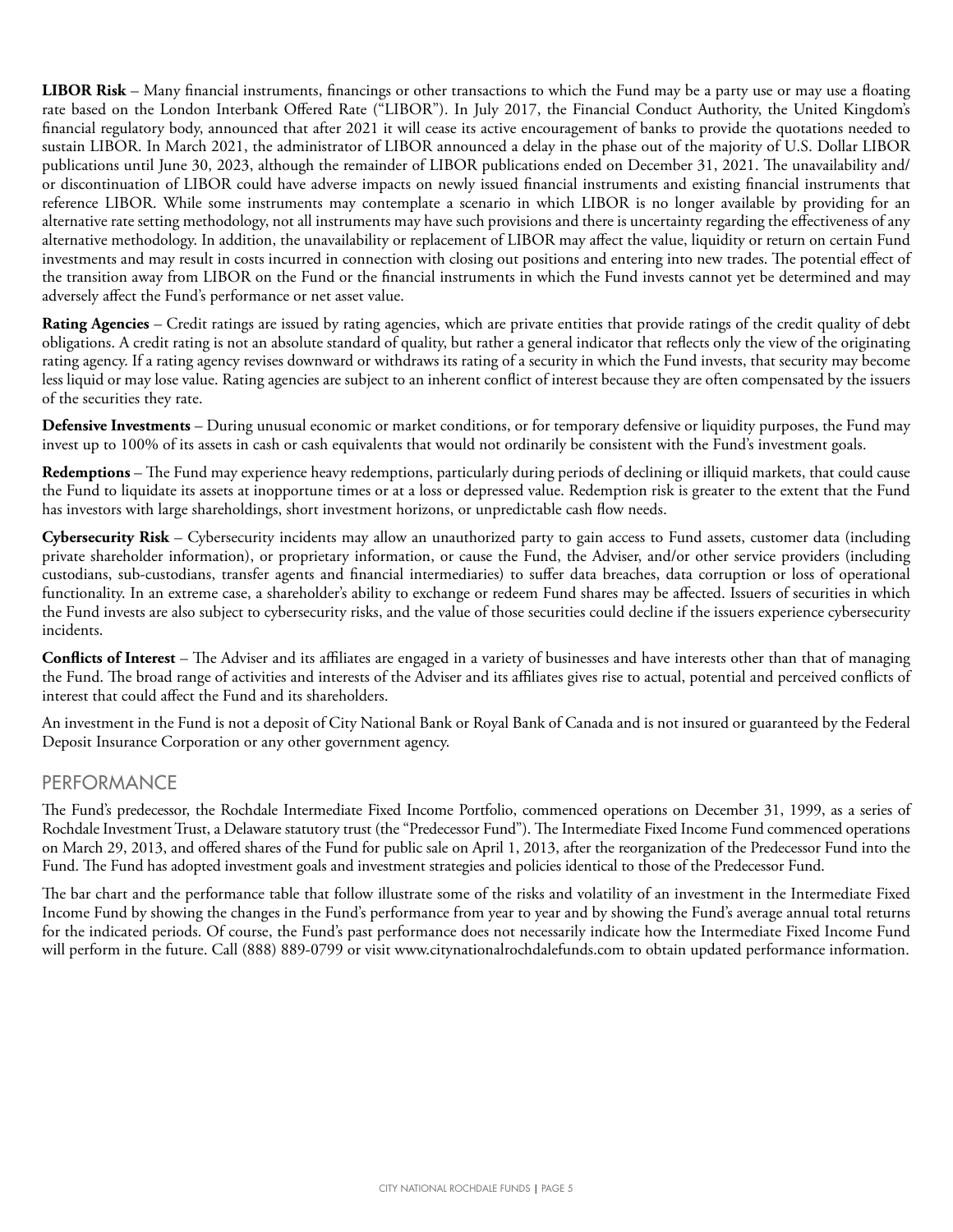**LIBOR Risk** – Many financial instruments, financings or other transactions to which the Fund may be a party use or may use a floating rate based on the London Interbank Offered Rate ("LIBOR"). In July 2017, the Financial Conduct Authority, the United Kingdom's financial regulatory body, announced that after 2021 it will cease its active encouragement of banks to provide the quotations needed to sustain LIBOR. In March 2021, the administrator of LIBOR announced a delay in the phase out of the majority of U.S. Dollar LIBOR publications until June 30, 2023, although the remainder of LIBOR publications ended on December 31, 2021. The unavailability and/or discontinuation of LIBOR could have adverse impacts on newly issued financial instruments and existing financial instruments that reference LIBOR. While some instruments may contemplate a scenario in which LIBOR is no longer available by providing for an alternative rate setting methodology, not all instruments may have such provisions and there is uncertainty regarding the effectiveness of any alternative methodology. In addition, the unavailability or replacement of LIBOR may affect the value, liquidity or return on certain Fund investments and may result in costs incurred in connection with closing out positions and entering into new trades. The potential effect of the transition away from LIBOR on the Fund or the financial instruments in which the Fund invests cannot yet be determined and may adversely affect the Fund's performance or net asset value.

**Rating Agencies** – Credit ratings are issued by rating agencies, which are private entities that provide ratings of the credit quality of debt obligations. A credit rating is not an absolute standard of quality, but rather a general indicator that reflects only the view of the originating rating agency. If a rating agency revises downward or withdraws its rating of a security in which the Fund invests, that security may become less liquid or may lose value. Rating agencies are subject to an inherent conflict of interest because they are often compensated by the issuers of the securities they rate.

**Defensive Investments** – During unusual economic or market conditions, or for temporary defensive or liquidity purposes, the Fund may invest up to 100% of its assets in cash or cash equivalents that would not ordinarily be consistent with the Fund's investment goals.

**Redemptions** – The Fund may experience heavy redemptions, particularly during periods of declining or illiquid markets, that could cause the Fund to liquidate its assets at inopportune times or at a loss or depressed value. Redemption risk is greater to the extent that the Fund has investors with large shareholdings, short investment horizons, or unpredictable cash flow needs.

**Cybersecurity Risk** – Cybersecurity incidents may allow an unauthorized party to gain access to Fund assets, customer data (including private shareholder information), or proprietary information, or cause the Fund, the Adviser, and/or other service providers (including custodians, sub-custodians, transfer agents and financial intermediaries) to suffer data breaches, data corruption or loss of operational functionality. In an extreme case, a shareholder's ability to exchange or redeem Fund shares may be affected. Issuers of securities in which the Fund invests are also subject to cybersecurity risks, and the value of those securities could decline if the issuers experience cybersecurity incidents.

**Conflicts of Interest** – The Adviser and its affiliates are engaged in a variety of businesses and have interests other than that of managing the Fund. The broad range of activities and interests of the Adviser and its affiliates gives rise to actual, potential and perceived conflicts of interest that could affect the Fund and its shareholders.

An investment in the Fund is not a deposit of City National Bank or Royal Bank of Canada and is not insured or guaranteed by the Federal Deposit Insurance Corporation or any other government agency.

## PERFORMANCE

The Fund's predecessor, the Rochdale Intermediate Fixed Income Portfolio, commenced operations on December 31, 1999, as a series of Rochdale Investment Trust, a Delaware statutory trust (the "Predecessor Fund"). The Intermediate Fixed Income Fund commenced operations on March 29, 2013, and offered shares of the Fund for public sale on April 1, 2013, after the reorganization of the Predecessor Fund into the Fund. The Fund has adopted investment goals and investment strategies and policies identical to those of the Predecessor Fund.

The bar chart and the performance table that follow illustrate some of the risks and volatility of an investment in the Intermediate Fixed Income Fund by showing the changes in the Fund's performance from year to year and by showing the Fund's average annual total returns for the indicated periods. Of course, the Fund's past performance does not necessarily indicate how the Intermediate Fixed Income Fund will perform in the future. Call (888) 889-0799 or visit www.citynationalrochdalefunds.com to obtain updated performance information.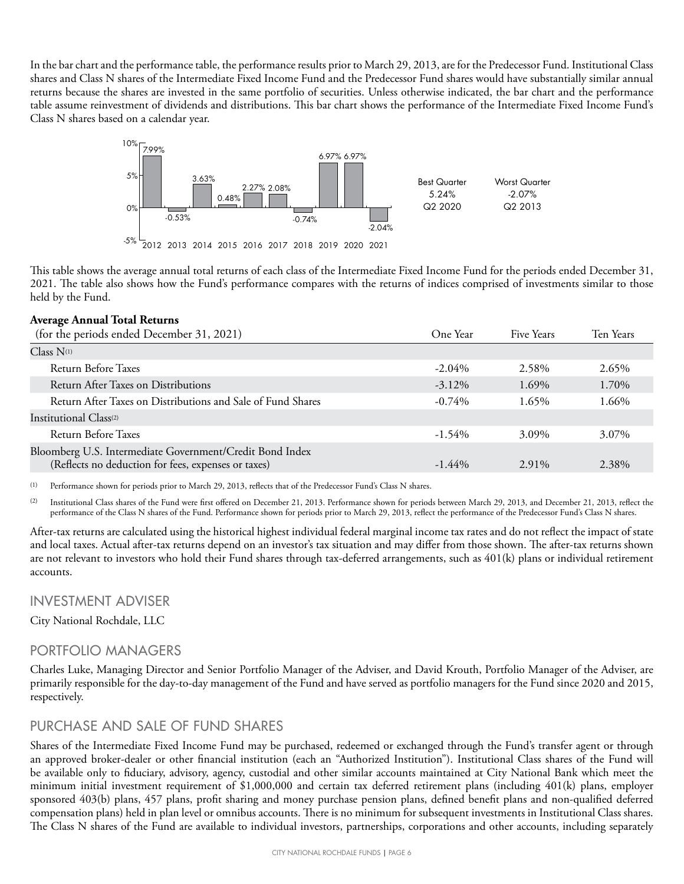In the bar chart and the performance table, the performance results prior to March 29, 2013, are for the Predecessor Fund. Institutional Class shares and Class N shares of the Intermediate Fixed Income Fund and the Predecessor Fund shares would have substantially similar annual returns because the shares are invested in the same portfolio of securities. Unless otherwise indicated, the bar chart and the performance table assume reinvestment of dividends and distributions. This bar chart shows the performance of the Intermediate Fixed Income Fund's Class N shares based on a calendar year.

| 2012 | 2013 | 2014 | 2015 | 2016 | 2017 | 2018 | 2019 | 2020 | 2021 |
|---|---|---|---|---|---|---|---|---|---|
| 7.99% | -0.53% | 3.63% | 0.48% | 2.27% | 2.08% | -0.74% | 6.97% | 6.97% | -2.04% |

| Best Quarter | Worst Quarter |
|---|---|
| 5.24% | -2.07% |
| Q2 2020 | Q2 2013 |

This table shows the average annual total returns of each class of the Intermediate Fixed Income Fund for the periods ended December 31, 2021. The table also shows how the Fund's performance compares with the returns of indices comprised of investments similar to those held by the Fund.

**Average Annual Total Returns**

| (for the periods ended December 31, 2021) | One Year | Five Years | Ten Years |
|---|---|---|---|
| Class N[(1)] | | | |
| Return Before Taxes | -2.04% | 2.58% | 2.65% |
| Return After Taxes on Distributions | -3.12% | 1.69% | 1.70% |
| Return After Taxes on Distributions and Sale of Fund Shares | -0.74% | 1.65% | 1.66% |
| Institutional Class[(2)] | | | |
| Return Before Taxes | -1.54% | 3.09% | 3.07% |
| Bloomberg U.S. Intermediate Government/Credit Bond Index (Reflects no deduction for fees, expenses or taxes) | -1.44% | 2.91% | 2.38% |

(1) Performance shown for periods prior to March 29, 2013, reflects that of the Predecessor Fund's Class N shares.

(2) Institutional Class shares of the Fund were first offered on December 21, 2013. Performance shown for periods between March 29, 2013, and December 21, 2013, reflect the performance of the Class N shares of the Fund. Performance shown for periods prior to March 29, 2013, reflect the performance of the Predecessor Fund's Class N shares.

After-tax returns are calculated using the historical highest individual federal marginal income tax rates and do not reflect the impact of state and local taxes. Actual after-tax returns depend on an investor's tax situation and may differ from those shown. The after-tax returns shown are not relevant to investors who hold their Fund shares through tax-deferred arrangements, such as 401(k) plans or individual retirement accounts.

## INVESTMENT ADVISER

City National Rochdale, LLC

## PORTFOLIO MANAGERS

Charles Luke, Managing Director and Senior Portfolio Manager of the Adviser, and David Krouth, Portfolio Manager of the Adviser, are primarily responsible for the day-to-day management of the Fund and have served as portfolio managers for the Fund since 2020 and 2015, respectively.

## PURCHASE AND SALE OF FUND SHARES

Shares of the Intermediate Fixed Income Fund may be purchased, redeemed or exchanged through the Fund's transfer agent or through an approved broker-dealer or other financial institution (each an "Authorized Institution"). Institutional Class shares of the Fund will be available only to fiduciary, advisory, agency, custodial and other similar accounts maintained at City National Bank which meet the minimum initial investment requirement of $1,000,000 and certain tax deferred retirement plans (including 401(k) plans, employer sponsored 403(b) plans, 457 plans, profit sharing and money purchase pension plans, defined benefit plans and non-qualified deferred compensation plans) held in plan level or omnibus accounts. There is no minimum for subsequent investments in Institutional Class shares. The Class N shares of the Fund are available to individual investors, partnerships, corporations and other accounts, including separately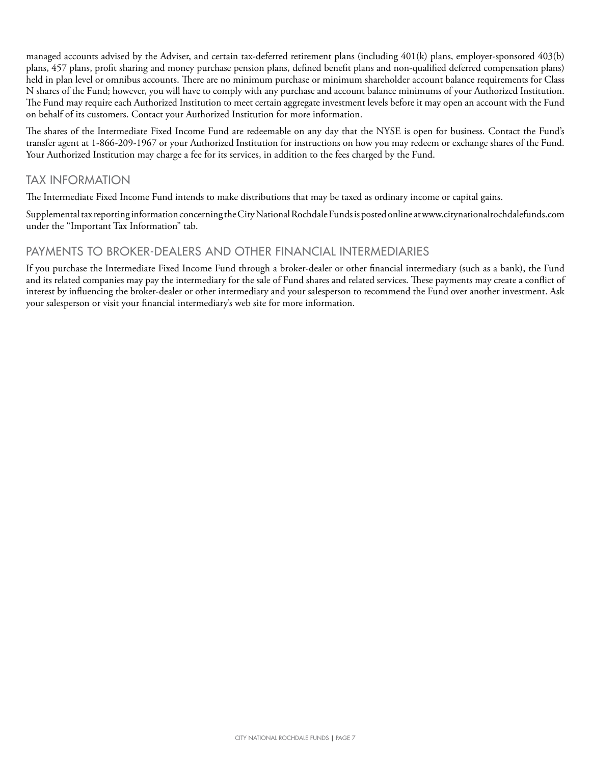managed accounts advised by the Adviser, and certain tax-deferred retirement plans (including 401(k) plans, employer-sponsored 403(b) plans, 457 plans, profit sharing and money purchase pension plans, defined benefit plans and non-qualified deferred compensation plans) held in plan level or omnibus accounts. There are no minimum purchase or minimum shareholder account balance requirements for Class N shares of the Fund; however, you will have to comply with any purchase and account balance minimums of your Authorized Institution. The Fund may require each Authorized Institution to meet certain aggregate investment levels before it may open an account with the Fund on behalf of its customers. Contact your Authorized Institution for more information.

The shares of the Intermediate Fixed Income Fund are redeemable on any day that the NYSE is open for business. Contact the Fund's transfer agent at 1-866-209-1967 or your Authorized Institution for instructions on how you may redeem or exchange shares of the Fund. Your Authorized Institution may charge a fee for its services, in addition to the fees charged by the Fund.

## TAX INFORMATION

The Intermediate Fixed Income Fund intends to make distributions that may be taxed as ordinary income or capital gains.

Supplemental tax reporting information concerning the City National Rochdale Funds is posted online at www.citynationalrochdalefunds.com under the "Important Tax Information" tab.

## PAYMENTS TO BROKER-DEALERS AND OTHER FINANCIAL INTERMEDIARIES

If you purchase the Intermediate Fixed Income Fund through a broker-dealer or other financial intermediary (such as a bank), the Fund and its related companies may pay the intermediary for the sale of Fund shares and related services. These payments may create a conflict of interest by influencing the broker-dealer or other intermediary and your salesperson to recommend the Fund over another investment. Ask your salesperson or visit your financial intermediary's web site for more information.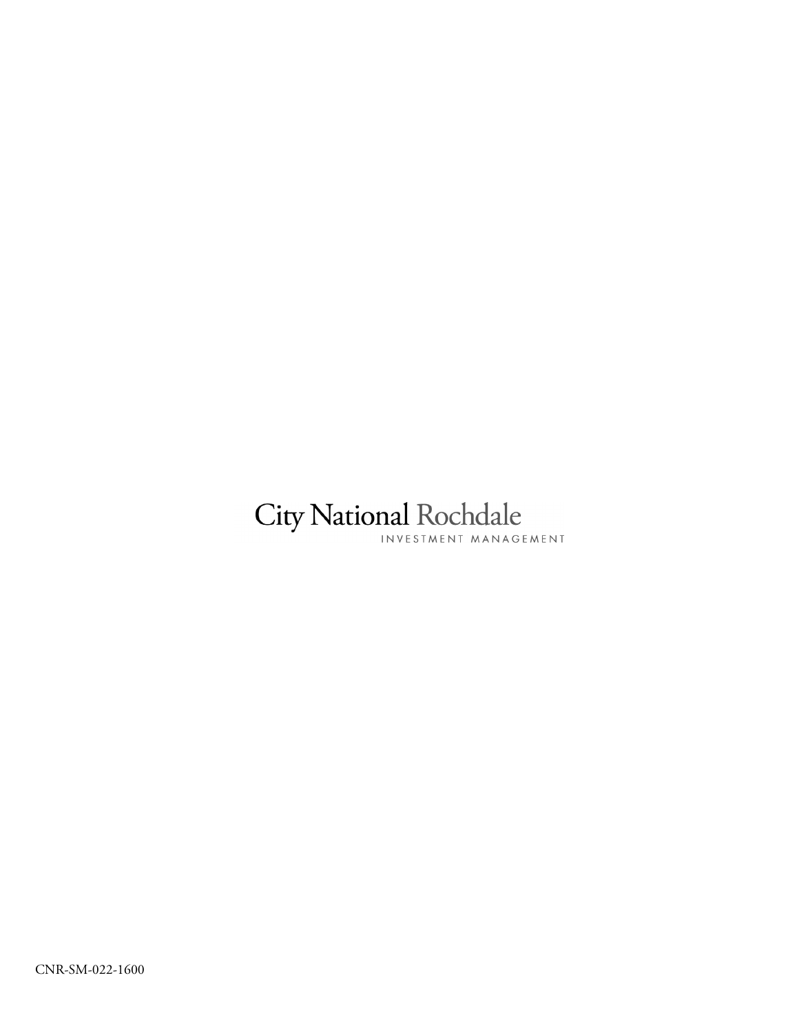City National Rochdale

INVESTMENT MANAGEMENT

CNR-SM-022-1600